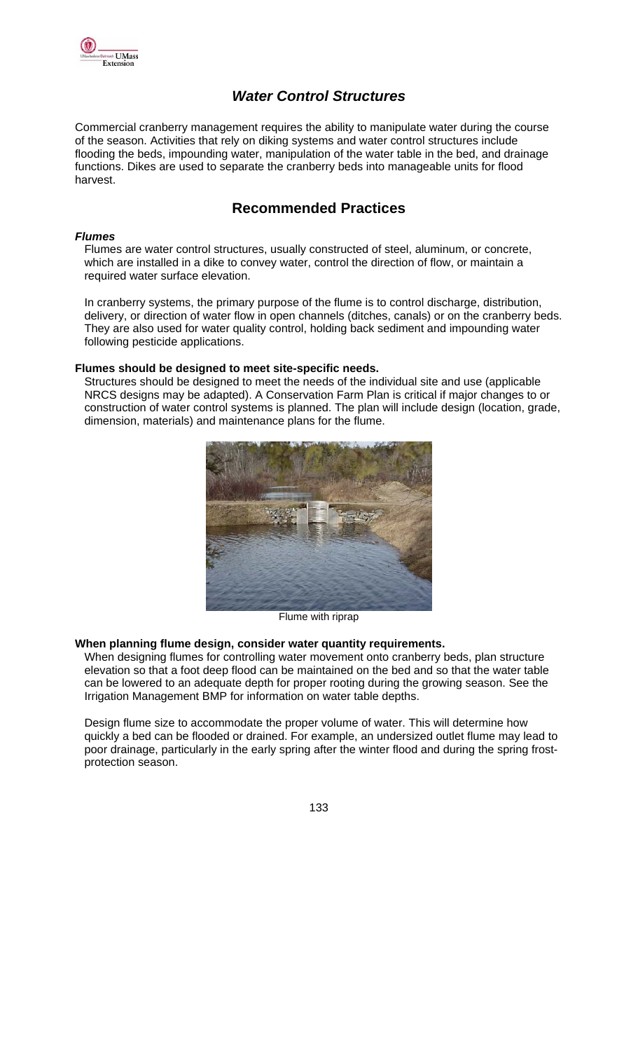# *Water Control Structures*

Commercial cranberry management requires the ability to manipulate water during the course of the season. Activities that rely on diking systems and water control structures include flooding the beds, impounding water, manipulation of the water table in the bed, and drainage functions. Dikes are used to separate the cranberry beds into manageable units for flood harvest.

## Recommended Practices

### *Flumes*

Flumes are water control structures, usually constructed of steel, aluminum, or concrete, which are installed in a dike to convey water, control the direction of flow, or maintain a required water surface elevation.

In cranberry systems, the primary purpose of the flume is to control discharge, distribution, delivery, or direction of water flow in open channels (ditches, canals) or on the cranberry beds. They are also used for water quality control, holding back sediment and impounding water following pesticide applications.

**Flumes should be designed to meet site-specific needs.**

Structures should be designed to meet the needs of the individual site and use (applicable NRCS designs may be adapted). A Conservation Farm Plan is critical if major changes to or construction of water control systems is planned. The plan will include design (location, grade, dimension, materials) and maintenance plans for the flume.

Flume with riprap

**When planning flume design, consider water quantity requirements.**

When designing flumes for controlling water movement onto cranberry beds, plan structure elevation so that a foot deep flood can be maintained on the bed and so that the water table can be lowered to an adequate depth for proper rooting during the growing season. See the Irrigation Management BMP for information on water table depths.

Design flume size to accommodate the proper volume of water. This will determine how quickly a bed can be flooded or drained. For example, an undersized outlet flume may lead to poor drainage, particularly in the early spring after the winter flood and during the spring frost-protection season.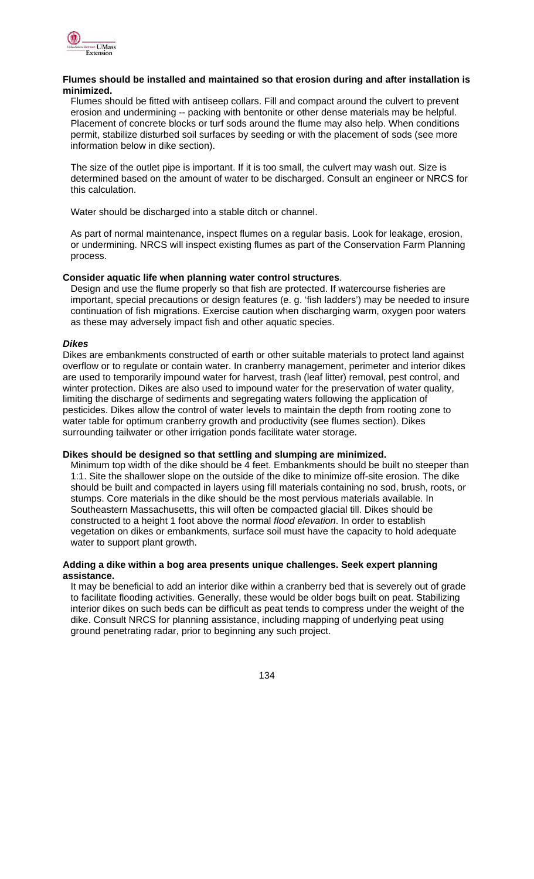**Flumes should be installed and maintained so that erosion during and after installation is minimized.**

Flumes should be fitted with antiseep collars. Fill and compact around the culvert to prevent erosion and undermining -- packing with bentonite or other dense materials may be helpful. Placement of concrete blocks or turf sods around the flume may also help. When conditions permit, stabilize disturbed soil surfaces by seeding or with the placement of sods (see more information below in dike section).

The size of the outlet pipe is important. If it is too small, the culvert may wash out. Size is determined based on the amount of water to be discharged. Consult an engineer or NRCS for this calculation.

Water should be discharged into a stable ditch or channel.

As part of normal maintenance, inspect flumes on a regular basis. Look for leakage, erosion, or undermining. NRCS will inspect existing flumes as part of the Conservation Farm Planning process.

**Consider aquatic life when planning water control structures**.

Design and use the flume properly so that fish are protected. If watercourse fisheries are important, special precautions or design features (e. g. 'fish ladders') may be needed to insure continuation of fish migrations. Exercise caution when discharging warm, oxygen poor waters as these may adversely impact fish and other aquatic species.

***Dikes***

Dikes are embankments constructed of earth or other suitable materials to protect land against overflow or to regulate or contain water. In cranberry management, perimeter and interior dikes are used to temporarily impound water for harvest, trash (leaf litter) removal, pest control, and winter protection. Dikes are also used to impound water for the preservation of water quality, limiting the discharge of sediments and segregating waters following the application of pesticides. Dikes allow the control of water levels to maintain the depth from rooting zone to water table for optimum cranberry growth and productivity (see flumes section). Dikes surrounding tailwater or other irrigation ponds facilitate water storage.

**Dikes should be designed so that settling and slumping are minimized.**

Minimum top width of the dike should be 4 feet. Embankments should be built no steeper than 1:1. Site the shallower slope on the outside of the dike to minimize off-site erosion. The dike should be built and compacted in layers using fill materials containing no sod, brush, roots, or stumps. Core materials in the dike should be the most pervious materials available. In Southeastern Massachusetts, this will often be compacted glacial till. Dikes should be constructed to a height 1 foot above the normal *flood elevation*. In order to establish vegetation on dikes or embankments, surface soil must have the capacity to hold adequate water to support plant growth.

**Adding a dike within a bog area presents unique challenges. Seek expert planning assistance.**

It may be beneficial to add an interior dike within a cranberry bed that is severely out of grade to facilitate flooding activities. Generally, these would be older bogs built on peat. Stabilizing interior dikes on such beds can be difficult as peat tends to compress under the weight of the dike. Consult NRCS for planning assistance, including mapping of underlying peat using ground penetrating radar, prior to beginning any such project.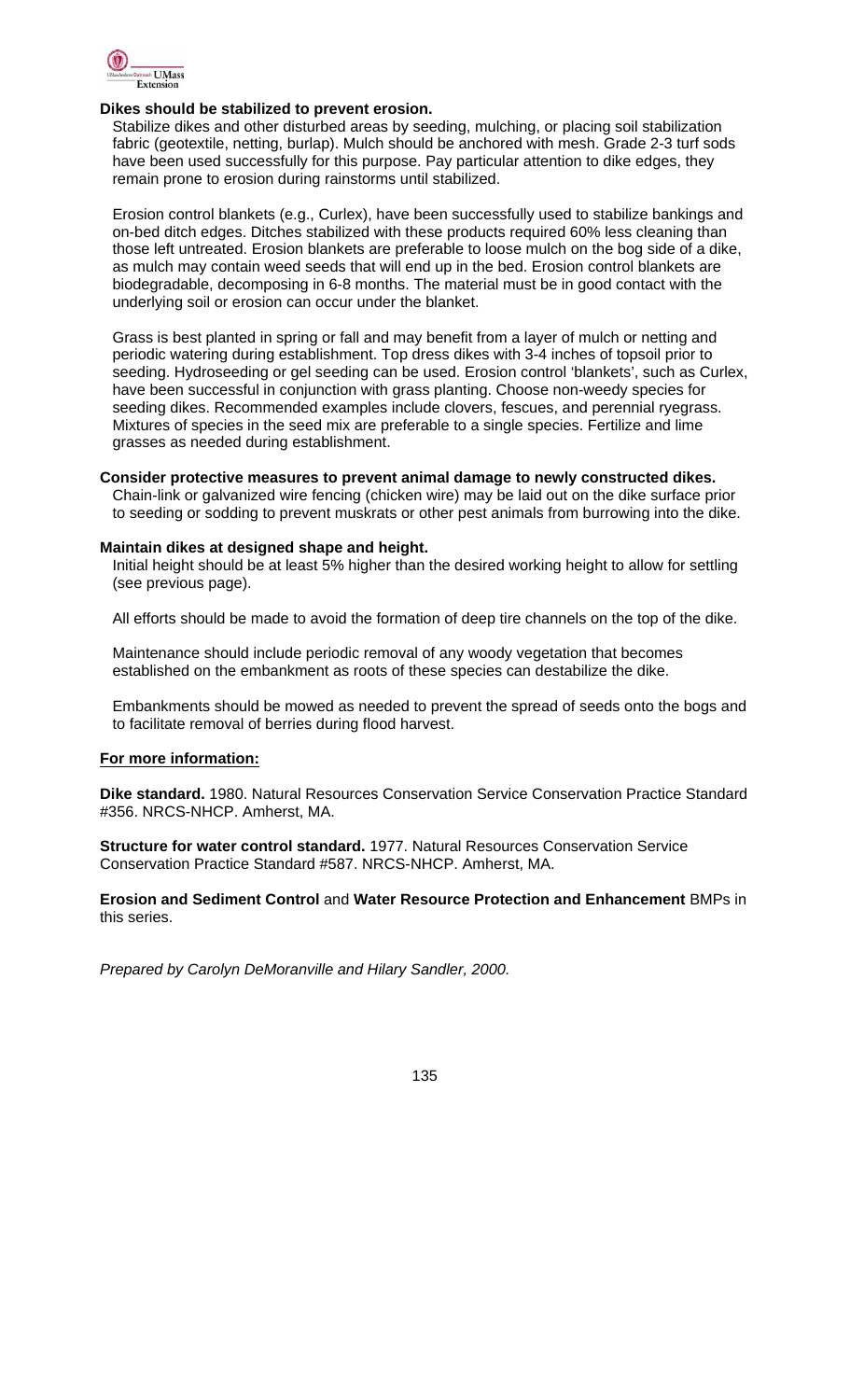**Dikes should be stabilized to prevent erosion.**

Stabilize dikes and other disturbed areas by seeding, mulching, or placing soil stabilization fabric (geotextile, netting, burlap). Mulch should be anchored with mesh. Grade 2-3 turf sods have been used successfully for this purpose. Pay particular attention to dike edges, they remain prone to erosion during rainstorms until stabilized.

Erosion control blankets (e.g., Curlex), have been successfully used to stabilize bankings and on-bed ditch edges. Ditches stabilized with these products required 60% less cleaning than those left untreated. Erosion blankets are preferable to loose mulch on the bog side of a dike, as mulch may contain weed seeds that will end up in the bed. Erosion control blankets are biodegradable, decomposing in 6-8 months. The material must be in good contact with the underlying soil or erosion can occur under the blanket.

Grass is best planted in spring or fall and may benefit from a layer of mulch or netting and periodic watering during establishment. Top dress dikes with 3-4 inches of topsoil prior to seeding. Hydroseeding or gel seeding can be used. Erosion control 'blankets', such as Curlex, have been successful in conjunction with grass planting. Choose non-weedy species for seeding dikes. Recommended examples include clovers, fescues, and perennial ryegrass. Mixtures of species in the seed mix are preferable to a single species. Fertilize and lime grasses as needed during establishment.

**Consider protective measures to prevent animal damage to newly constructed dikes.**

Chain-link or galvanized wire fencing (chicken wire) may be laid out on the dike surface prior to seeding or sodding to prevent muskrats or other pest animals from burrowing into the dike.

**Maintain dikes at designed shape and height.**

Initial height should be at least 5% higher than the desired working height to allow for settling (see previous page).

All efforts should be made to avoid the formation of deep tire channels on the top of the dike.

Maintenance should include periodic removal of any woody vegetation that becomes established on the embankment as roots of these species can destabilize the dike.

Embankments should be mowed as needed to prevent the spread of seeds onto the bogs and to facilitate removal of berries during flood harvest.

**For more information:**

**Dike standard.** 1980. Natural Resources Conservation Service Conservation Practice Standard #356. NRCS-NHCP. Amherst, MA.

**Structure for water control standard.** 1977. Natural Resources Conservation Service Conservation Practice Standard #587. NRCS-NHCP. Amherst, MA.

**Erosion and Sediment Control** and **Water Resource Protection and Enhancement** BMPs in this series.

*Prepared by Carolyn DeMoranville and Hilary Sandler, 2000.*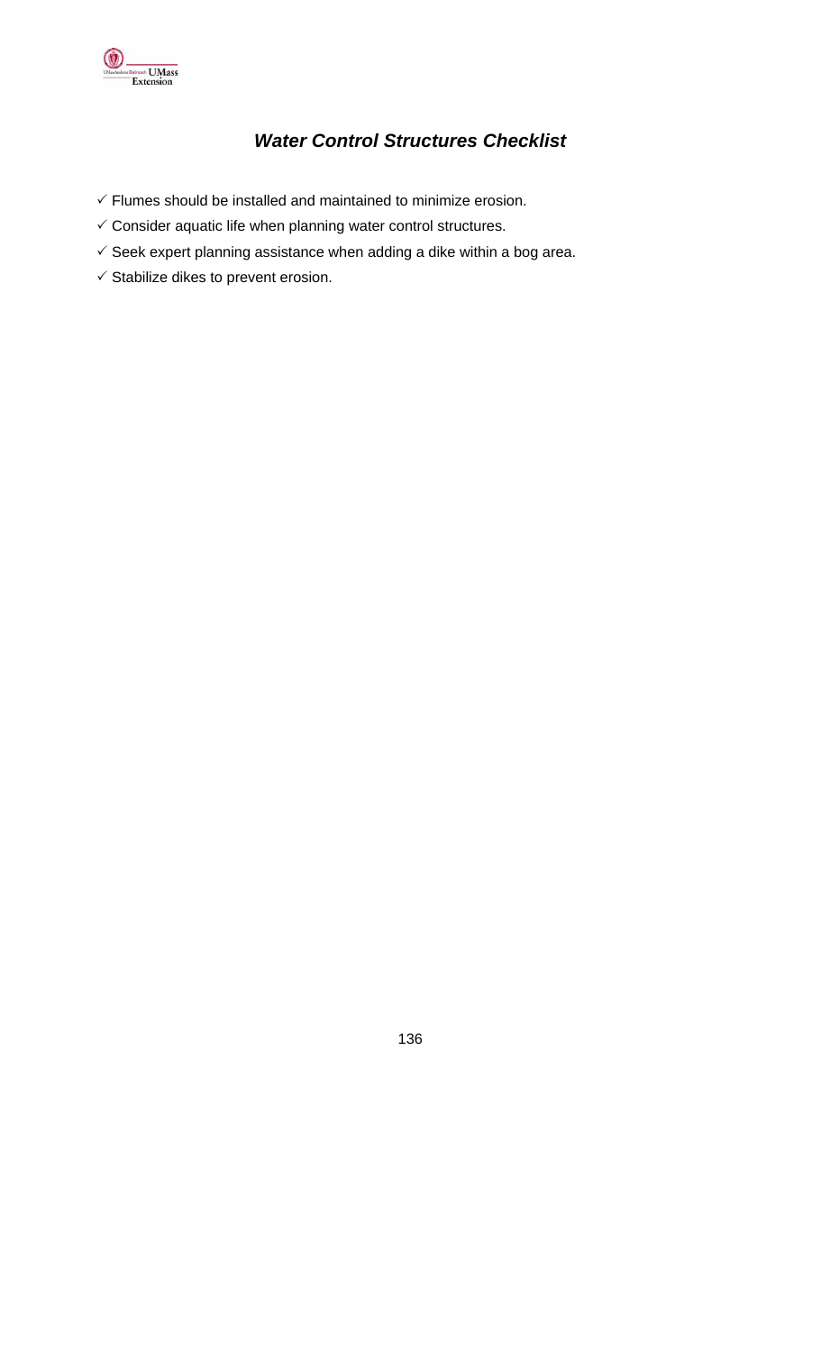## *Water Control Structures Checklist*

- ✓ Flumes should be installed and maintained to minimize erosion.
- ✓ Consider aquatic life when planning water control structures.
- ✓ Seek expert planning assistance when adding a dike within a bog area.
- ✓ Stabilize dikes to prevent erosion.